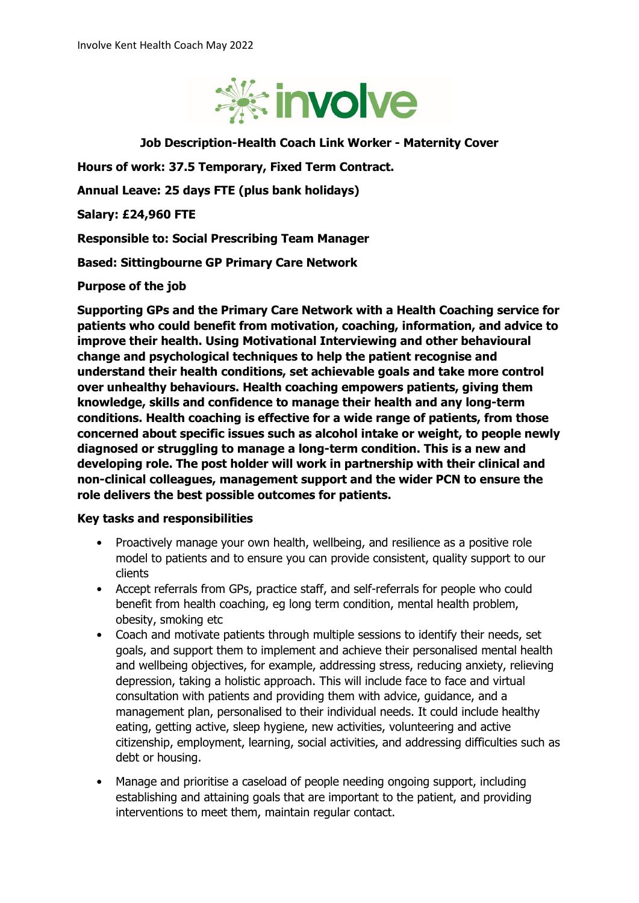**Job Description-Health Coach Link Worker - Maternity Cover**

**Hours of work: 37.5 Temporary, Fixed Term Contract.**

**Annual Leave: 25 days FTE (plus bank holidays)**

**Salary: £24,960 FTE**

**Responsible to: Social Prescribing Team Manager**

**Based: Sittingbourne GP Primary Care Network**

**Purpose of the job**

**Supporting GPs and the Primary Care Network with a Health Coaching service for patients who could benefit from motivation, coaching, information, and advice to improve their health. Using Motivational Interviewing and other behavioural change and psychological techniques to help the patient recognise and understand their health conditions, set achievable goals and take more control over unhealthy behaviours. Health coaching empowers patients, giving them knowledge, skills and confidence to manage their health and any long-term conditions. Health coaching is effective for a wide range of patients, from those concerned about specific issues such as alcohol intake or weight, to people newly diagnosed or struggling to manage a long-term condition. This is a new and developing role. The post holder will work in partnership with their clinical and non-clinical colleagues, management support and the wider PCN to ensure the role delivers the best possible outcomes for patients.**

**Key tasks and responsibilities**

- Proactively manage your own health, wellbeing, and resilience as a positive role model to patients and to ensure you can provide consistent, quality support to our clients
- Accept referrals from GPs, practice staff, and self-referrals for people who could benefit from health coaching, eg long term condition, mental health problem, obesity, smoking etc
- Coach and motivate patients through multiple sessions to identify their needs, set goals, and support them to implement and achieve their personalised mental health and wellbeing objectives, for example, addressing stress, reducing anxiety, relieving depression, taking a holistic approach. This will include face to face and virtual consultation with patients and providing them with advice, guidance, and a management plan, personalised to their individual needs. It could include healthy eating, getting active, sleep hygiene, new activities, volunteering and active citizenship, employment, learning, social activities, and addressing difficulties such as debt or housing.
- Manage and prioritise a caseload of people needing ongoing support, including establishing and attaining goals that are important to the patient, and providing interventions to meet them, maintain regular contact.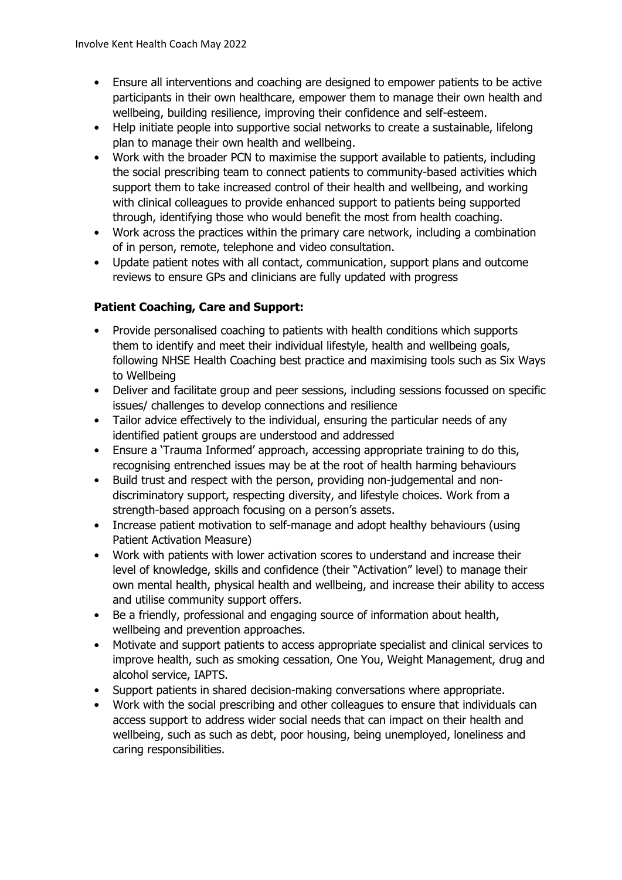- Ensure all interventions and coaching are designed to empower patients to be active participants in their own healthcare, empower them to manage their own health and wellbeing, building resilience, improving their confidence and self-esteem.
- Help initiate people into supportive social networks to create a sustainable, lifelong plan to manage their own health and wellbeing.
- Work with the broader PCN to maximise the support available to patients, including the social prescribing team to connect patients to community-based activities which support them to take increased control of their health and wellbeing, and working with clinical colleagues to provide enhanced support to patients being supported through, identifying those who would benefit the most from health coaching.
- Work across the practices within the primary care network, including a combination of in person, remote, telephone and video consultation.
- Update patient notes with all contact, communication, support plans and outcome reviews to ensure GPs and clinicians are fully updated with progress

**Patient Coaching, Care and Support:**

- Provide personalised coaching to patients with health conditions which supports them to identify and meet their individual lifestyle, health and wellbeing goals, following NHSE Health Coaching best practice and maximising tools such as Six Ways to Wellbeing
- Deliver and facilitate group and peer sessions, including sessions focussed on specific issues/ challenges to develop connections and resilience
- Tailor advice effectively to the individual, ensuring the particular needs of any identified patient groups are understood and addressed
- Ensure a 'Trauma Informed' approach, accessing appropriate training to do this, recognising entrenched issues may be at the root of health harming behaviours
- Build trust and respect with the person, providing non-judgemental and non-discriminatory support, respecting diversity, and lifestyle choices. Work from a strength-based approach focusing on a person's assets.
- Increase patient motivation to self-manage and adopt healthy behaviours (using Patient Activation Measure)
- Work with patients with lower activation scores to understand and increase their level of knowledge, skills and confidence (their "Activation" level) to manage their own mental health, physical health and wellbeing, and increase their ability to access and utilise community support offers.
- Be a friendly, professional and engaging source of information about health, wellbeing and prevention approaches.
- Motivate and support patients to access appropriate specialist and clinical services to improve health, such as smoking cessation, One You, Weight Management, drug and alcohol service, IAPTS.
- Support patients in shared decision-making conversations where appropriate.
- Work with the social prescribing and other colleagues to ensure that individuals can access support to address wider social needs that can impact on their health and wellbeing, such as such as debt, poor housing, being unemployed, loneliness and caring responsibilities.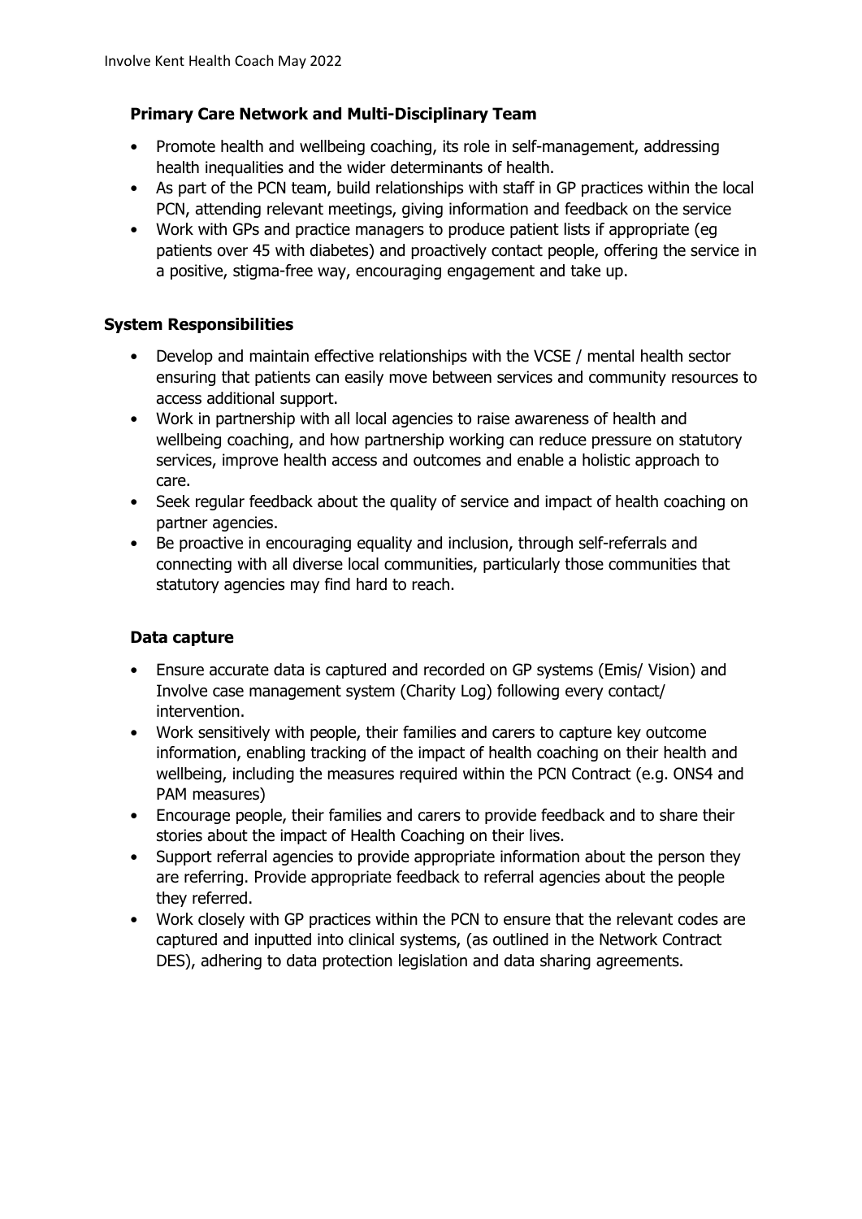### Primary Care Network and Multi-Disciplinary Team

- Promote health and wellbeing coaching, its role in self-management, addressing health inequalities and the wider determinants of health.
- As part of the PCN team, build relationships with staff in GP practices within the local PCN, attending relevant meetings, giving information and feedback on the service
- Work with GPs and practice managers to produce patient lists if appropriate (eg patients over 45 with diabetes) and proactively contact people, offering the service in a positive, stigma-free way, encouraging engagement and take up.

### System Responsibilities

- Develop and maintain effective relationships with the VCSE / mental health sector ensuring that patients can easily move between services and community resources to access additional support.
- Work in partnership with all local agencies to raise awareness of health and wellbeing coaching, and how partnership working can reduce pressure on statutory services, improve health access and outcomes and enable a holistic approach to care.
- Seek regular feedback about the quality of service and impact of health coaching on partner agencies.
- Be proactive in encouraging equality and inclusion, through self-referrals and connecting with all diverse local communities, particularly those communities that statutory agencies may find hard to reach.

### Data capture

- Ensure accurate data is captured and recorded on GP systems (Emis/ Vision) and Involve case management system (Charity Log) following every contact/ intervention.
- Work sensitively with people, their families and carers to capture key outcome information, enabling tracking of the impact of health coaching on their health and wellbeing, including the measures required within the PCN Contract (e.g. ONS4 and PAM measures)
- Encourage people, their families and carers to provide feedback and to share their stories about the impact of Health Coaching on their lives.
- Support referral agencies to provide appropriate information about the person they are referring. Provide appropriate feedback to referral agencies about the people they referred.
- Work closely with GP practices within the PCN to ensure that the relevant codes are captured and inputted into clinical systems, (as outlined in the Network Contract DES), adhering to data protection legislation and data sharing agreements.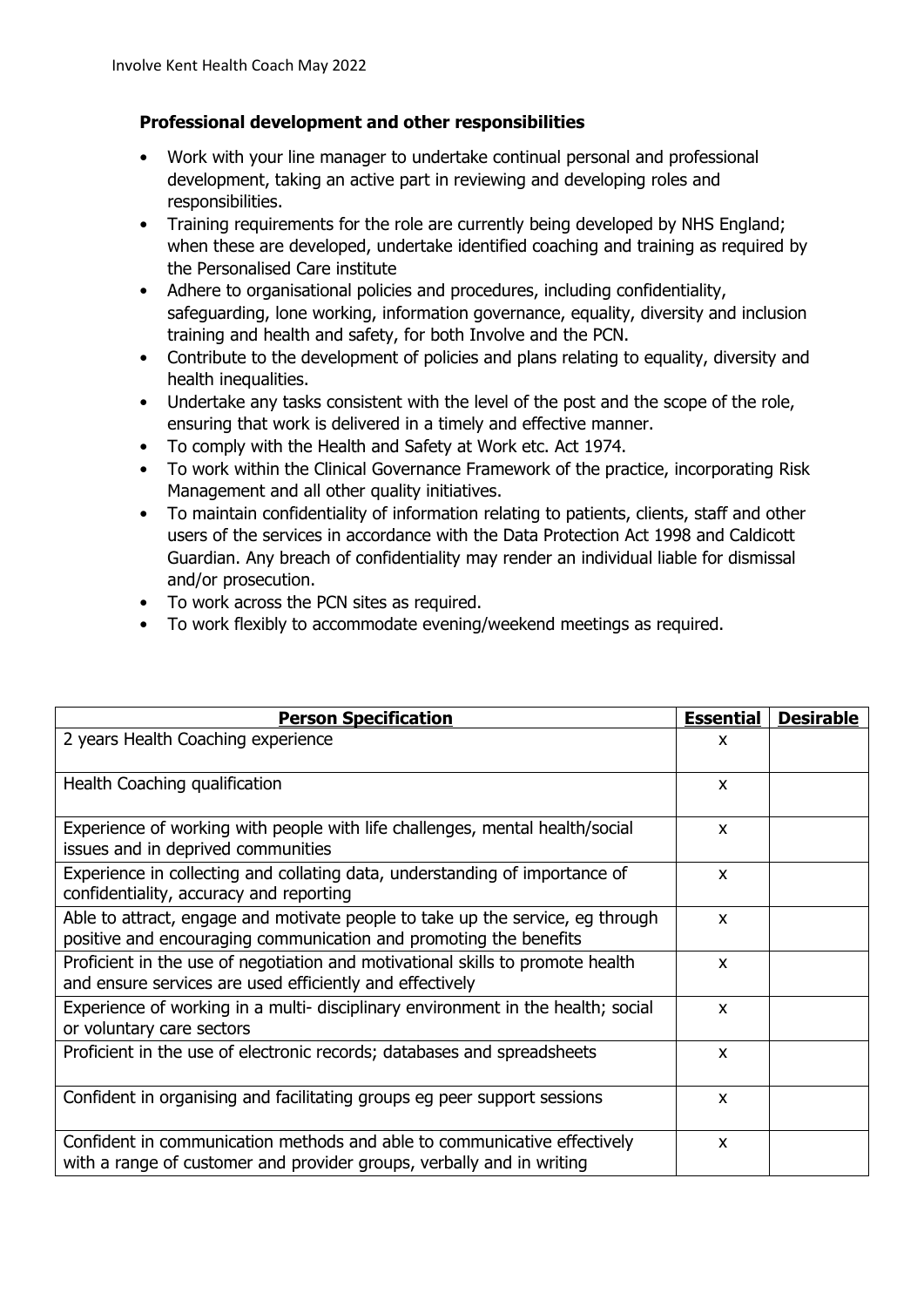### Professional development and other responsibilities

- Work with your line manager to undertake continual personal and professional development, taking an active part in reviewing and developing roles and responsibilities.
- Training requirements for the role are currently being developed by NHS England; when these are developed, undertake identified coaching and training as required by the Personalised Care institute
- Adhere to organisational policies and procedures, including confidentiality, safeguarding, lone working, information governance, equality, diversity and inclusion training and health and safety, for both Involve and the PCN.
- Contribute to the development of policies and plans relating to equality, diversity and health inequalities.
- Undertake any tasks consistent with the level of the post and the scope of the role, ensuring that work is delivered in a timely and effective manner.
- To comply with the Health and Safety at Work etc. Act 1974.
- To work within the Clinical Governance Framework of the practice, incorporating Risk Management and all other quality initiatives.
- To maintain confidentiality of information relating to patients, clients, staff and other users of the services in accordance with the Data Protection Act 1998 and Caldicott Guardian. Any breach of confidentiality may render an individual liable for dismissal and/or prosecution.
- To work across the PCN sites as required.
- To work flexibly to accommodate evening/weekend meetings as required.

| **Person Specification** | **Essential** | **Desirable** |
|---|---|---|
| 2 years Health Coaching experience | x | |
| Health Coaching qualification | x | |
| Experience of working with people with life challenges, mental health/social issues and in deprived communities | x | |
| Experience in collecting and collating data, understanding of importance of confidentiality, accuracy and reporting | x | |
| Able to attract, engage and motivate people to take up the service, eg through positive and encouraging communication and promoting the benefits | x | |
| Proficient in the use of negotiation and motivational skills to promote health and ensure services are used efficiently and effectively | x | |
| Experience of working in a multi- disciplinary environment in the health; social or voluntary care sectors | x | |
| Proficient in the use of electronic records; databases and spreadsheets | x | |
| Confident in organising and facilitating groups eg peer support sessions | x | |
| Confident in communication methods and able to communicative effectively with a range of customer and provider groups, verbally and in writing | x | |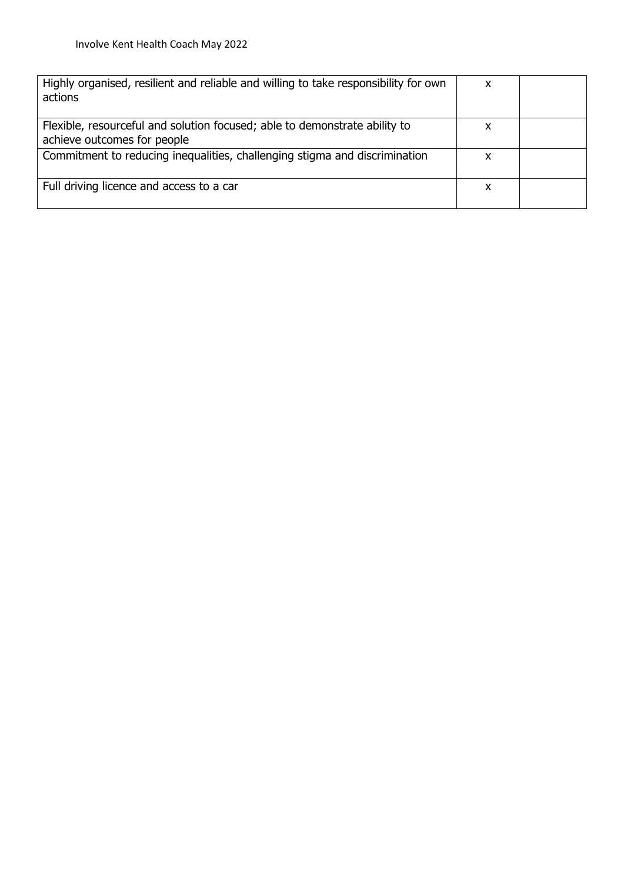| | | |
|---|---|---|
| Highly organised, resilient and reliable and willing to take responsibility for own actions | x | |
| Flexible, resourceful and solution focused; able to demonstrate ability to achieve outcomes for people | x | |
| Commitment to reducing inequalities, challenging stigma and discrimination | x | |
| Full driving licence and access to a car | x | |